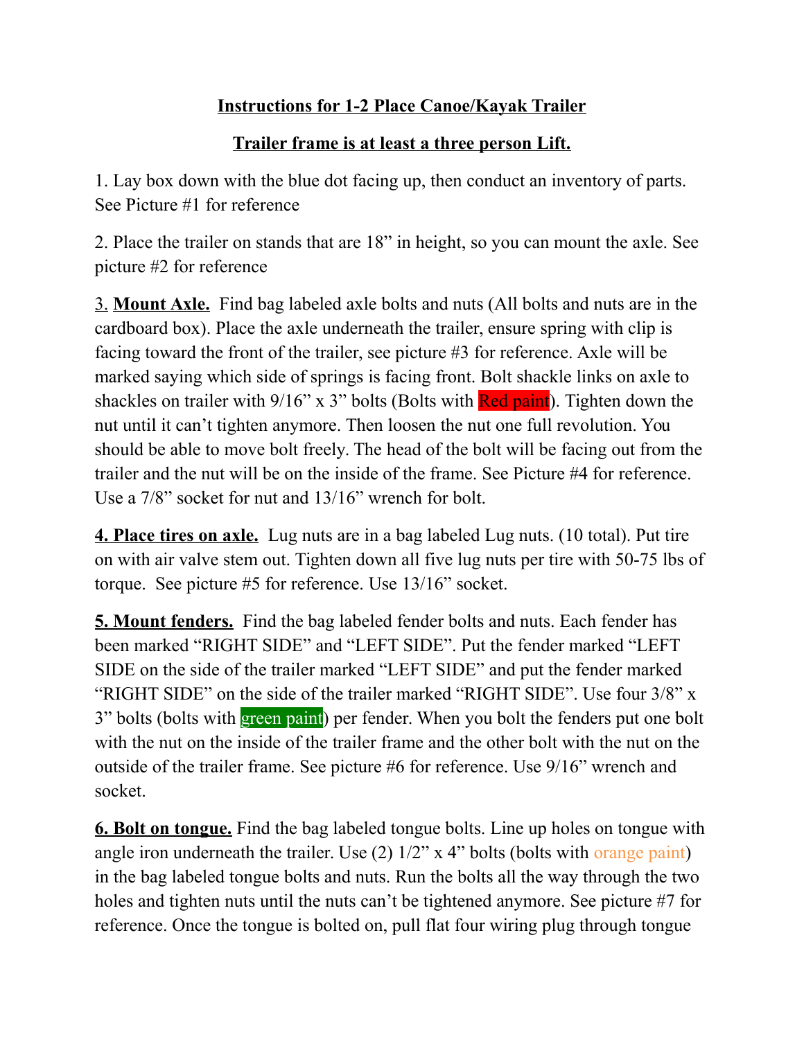# **Instructions for 1-2 Place Canoe/Kayak Trailer**

## **Trailer frame is at least a three person Lift.**

1. Lay box down with the blue dot facing up, then conduct an inventory of parts. See Picture #1 for reference

2. Place the trailer on stands that are 18" in height, so you can mount the axle. See picture #2 for reference

3. **Mount Axle.** Find bag labeled axle bolts and nuts (All bolts and nuts are in the cardboard box). Place the axle underneath the trailer, ensure spring with clip is facing toward the front of the trailer, see picture #3 for reference. Axle will be marked saying which side of springs is facing front. Bolt shackle links on axle to shackles on trailer with 9/16" x 3" bolts (Bolts with Red paint). Tighten down the nut until it can't tighten anymore. Then loosen the nut one full revolution. You should be able to move bolt freely. The head of the bolt will be facing out from the trailer and the nut will be on the inside of the frame. See Picture #4 for reference. Use a 7/8" socket for nut and 13/16" wrench for bolt.

**4. Place tires on axle.** Lug nuts are in a bag labeled Lug nuts. (10 total). Put tire on with air valve stem out. Tighten down all five lug nuts per tire with 50-75 lbs of torque. See picture #5 for reference. Use 13/16" socket.

**5. Mount fenders.** Find the bag labeled fender bolts and nuts. Each fender has been marked "RIGHT SIDE" and "LEFT SIDE". Put the fender marked "LEFT SIDE on the side of the trailer marked "LEFT SIDE" and put the fender marked "RIGHT SIDE" on the side of the trailer marked "RIGHT SIDE". Use four 3/8" x 3" bolts (bolts with green paint) per fender. When you bolt the fenders put one bolt with the nut on the inside of the trailer frame and the other bolt with the nut on the outside of the trailer frame. See picture #6 for reference. Use 9/16" wrench and socket.

**6. Bolt on tongue.** Find the bag labeled tongue bolts. Line up holes on tongue with angle iron underneath the trailer. Use (2) 1/2" x 4" bolts (bolts with orange paint) in the bag labeled tongue bolts and nuts. Run the bolts all the way through the two holes and tighten nuts until the nuts can't be tightened anymore. See picture #7 for reference. Once the tongue is bolted on, pull flat four wiring plug through tongue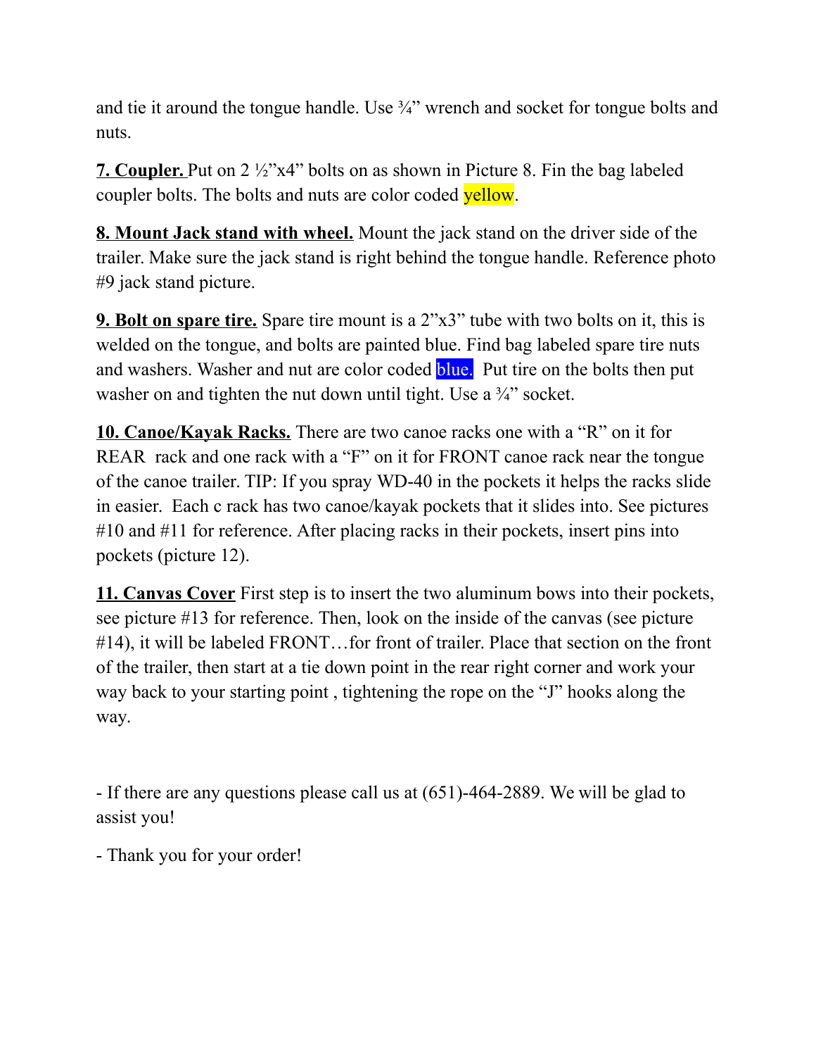and tie it around the tongue handle. Use ¾” wrench and socket for tongue bolts and nuts.

**7. Coupler.** Put on 2 ½”x4” bolts on as shown in Picture 8. Fin the bag labeled coupler bolts. The bolts and nuts are color coded yellow.

**8. Mount Jack stand with wheel.** Mount the jack stand on the driver side of the trailer. Make sure the jack stand is right behind the tongue handle. Reference photo #9 jack stand picture.

**9. Bolt on spare tire.** Spare tire mount is a 2”x3” tube with two bolts on it, this is welded on the tongue, and bolts are painted blue. Find bag labeled spare tire nuts and washers. Washer and nut are color coded blue. Put tire on the bolts then put washer on and tighten the nut down until tight. Use a ¾” socket.

**10. Canoe/Kayak Racks.** There are two canoe racks one with a “R” on it for REAR rack and one rack with a “F” on it for FRONT canoe rack near the tongue of the canoe trailer. TIP: If you spray WD-40 in the pockets it helps the racks slide in easier. Each c rack has two canoe/kayak pockets that it slides into. See pictures #10 and #11 for reference. After placing racks in their pockets, insert pins into pockets (picture 12).

**11. Canvas Cover** First step is to insert the two aluminum bows into their pockets, see picture #13 for reference. Then, look on the inside of the canvas (see picture #14), it will be labeled FRONT…for front of trailer. Place that section on the front of the trailer, then start at a tie down point in the rear right corner and work your way back to your starting point , tightening the rope on the “J” hooks along the way.

- If there are any questions please call us at (651)-464-2889. We will be glad to assist you!

- Thank you for your order!